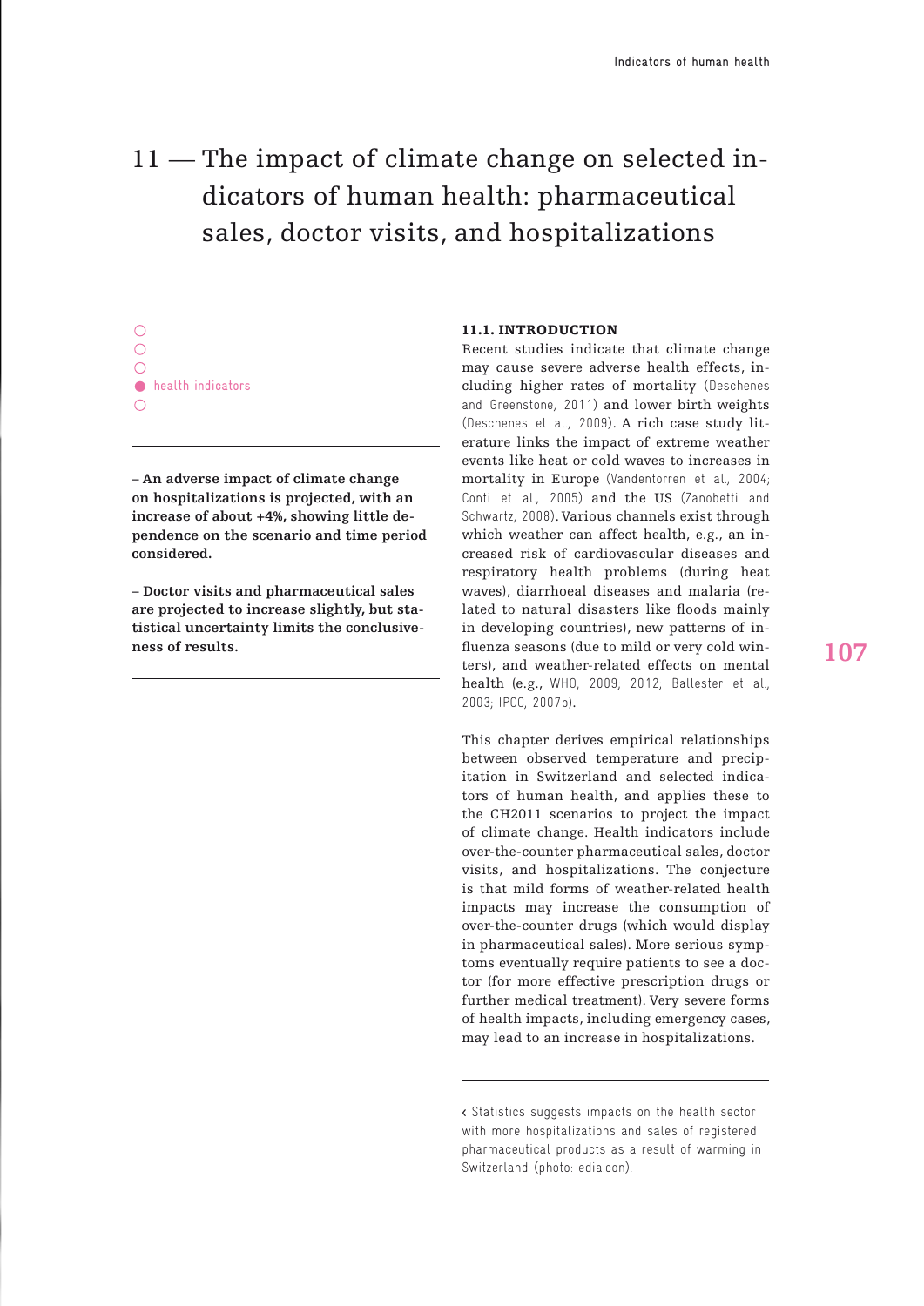# 11 — The impact of climate change on selected indicators of human health: pharmaceutical sales, doctor visits, and hospitalizations

- health indicators

**– An adverse impact of climate change on hospitalizations is projected, with an increase of about +4%, showing little dependence on the scenario and time period considered.**

**– Doctor visits and pharmaceutical sales are projected to increase slightly, but statistical uncertainty limits the conclusiveness of results.**

## 11.1. INTRODUCTION

Recent studies indicate that climate change may cause severe adverse health effects, including higher rates of mortality (Deschenes and Greenstone, 2011) and lower birth weights (Deschenes et al., 2009). A rich case study literature links the impact of extreme weather events like heat or cold waves to increases in mortality in Europe (Vandentorren et al., 2004; Conti et al., 2005) and the US (Zanobetti and Schwartz, 2008). Various channels exist through which weather can affect health, e.g., an increased risk of cardiovascular diseases and respiratory health problems (during heat waves), diarrhoeal diseases and malaria (related to natural disasters like floods mainly in developing countries), new patterns of influenza seasons (due to mild or very cold winters), and weather-related effects on mental health (e.g., WHO, 2009; 2012; Ballester et al., 2003; IPCC, 2007b).

This chapter derives empirical relationships between observed temperature and precipitation in Switzerland and selected indicators of human health, and applies these to the CH2011 scenarios to project the impact of climate change. Health indicators include over-the-counter pharmaceutical sales, doctor visits, and hospitalizations. The conjecture is that mild forms of weather-related health impacts may increase the consumption of over-the-counter drugs (which would display in pharmaceutical sales). More serious symptoms eventually require patients to see a doctor (for more effective prescription drugs or further medical treatment). Very severe forms of health impacts, including emergency cases, may lead to an increase in hospitalizations.

‹ Statistics suggests impacts on the health sector with more hospitalizations and sales of registered pharmaceutical products as a result of warming in Switzerland (photo: edia.con).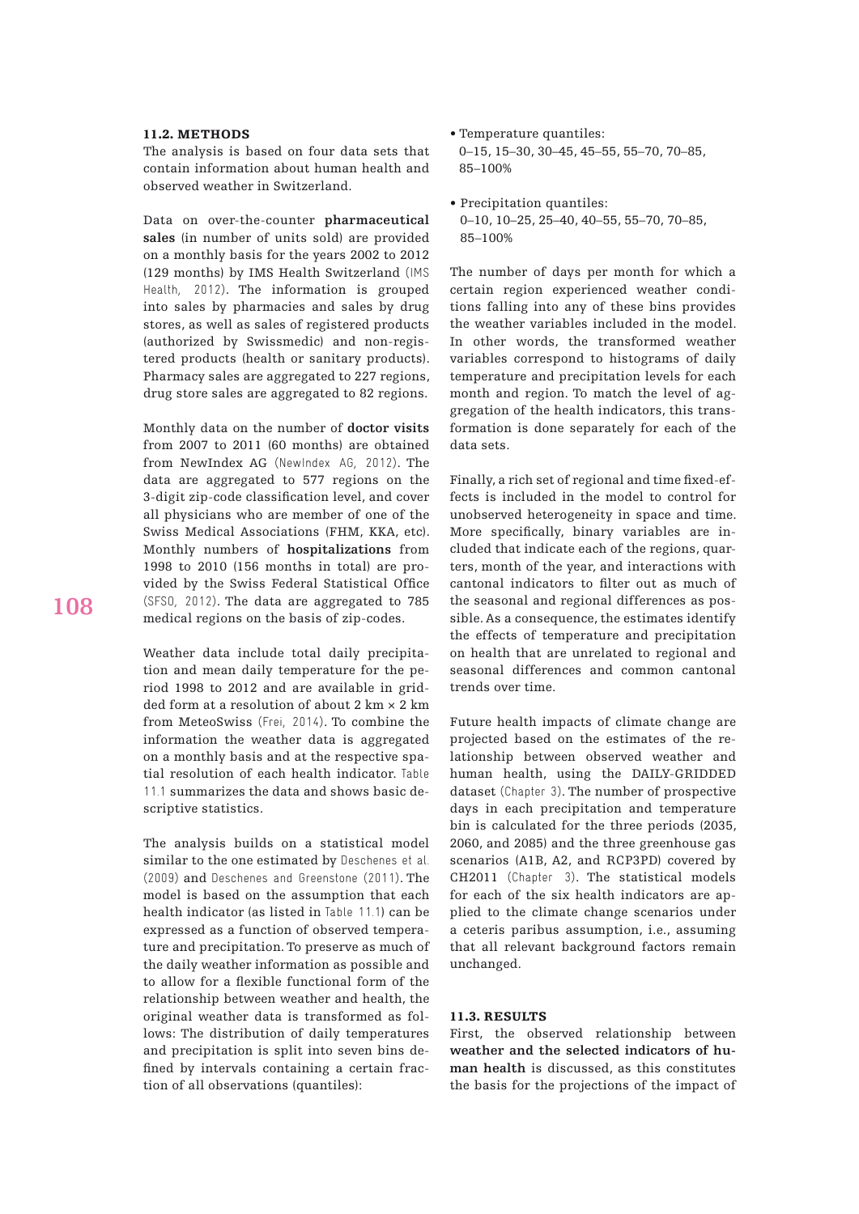## 11.2. METHODS

The analysis is based on four data sets that contain information about human health and observed weather in Switzerland.

Data on over-the-counter **pharmaceutical sales** (in number of units sold) are provided on a monthly basis for the years 2002 to 2012 (129 months) by IMS Health Switzerland (IMS Health, 2012). The information is grouped into sales by pharmacies and sales by drug stores, as well as sales of registered products (authorized by Swissmedic) and non-registered products (health or sanitary products). Pharmacy sales are aggregated to 227 regions, drug store sales are aggregated to 82 regions.

Monthly data on the number of **doctor visits** from 2007 to 2011 (60 months) are obtained from NewIndex AG (NewIndex AG, 2012). The data are aggregated to 577 regions on the 3-digit zip-code classification level, and cover all physicians who are member of one of the Swiss Medical Associations (FHM, KKA, etc). Monthly numbers of **hospitalizations** from 1998 to 2010 (156 months in total) are provided by the Swiss Federal Statistical Office (SFSO, 2012). The data are aggregated to 785 medical regions on the basis of zip-codes.

Weather data include total daily precipitation and mean daily temperature for the period 1998 to 2012 and are available in gridded form at a resolution of about 2 km × 2 km from MeteoSwiss (Frei, 2014). To combine the information the weather data is aggregated on a monthly basis and at the respective spatial resolution of each health indicator. Table 11.1 summarizes the data and shows basic descriptive statistics.

The analysis builds on a statistical model similar to the one estimated by Deschenes et al. (2009) and Deschenes and Greenstone (2011). The model is based on the assumption that each health indicator (as listed in Table 11.1) can be expressed as a function of observed temperature and precipitation. To preserve as much of the daily weather information as possible and to allow for a flexible functional form of the relationship between weather and health, the original weather data is transformed as follows: The distribution of daily temperatures and precipitation is split into seven bins defined by intervals containing a certain fraction of all observations (quantiles):

- Temperature quantiles: 0–15, 15–30, 30–45, 45–55, 55–70, 70–85, 85–100%
- Precipitation quantiles: 0–10, 10–25, 25–40, 40–55, 55–70, 70–85, 85–100%

The number of days per month for which a certain region experienced weather conditions falling into any of these bins provides the weather variables included in the model. In other words, the transformed weather variables correspond to histograms of daily temperature and precipitation levels for each month and region. To match the level of aggregation of the health indicators, this transformation is done separately for each of the data sets.

Finally, a rich set of regional and time fixed-effects is included in the model to control for unobserved heterogeneity in space and time. More specifically, binary variables are included that indicate each of the regions, quarters, month of the year, and interactions with cantonal indicators to filter out as much of the seasonal and regional differences as possible. As a consequence, the estimates identify the effects of temperature and precipitation on health that are unrelated to regional and seasonal differences and common cantonal trends over time.

Future health impacts of climate change are projected based on the estimates of the relationship between observed weather and human health, using the DAILY-GRIDDED dataset (Chapter 3). The number of prospective days in each precipitation and temperature bin is calculated for the three periods (2035, 2060, and 2085) and the three greenhouse gas scenarios (A1B, A2, and RCP3PD) covered by CH2011 (Chapter 3). The statistical models for each of the six health indicators are applied to the climate change scenarios under a ceteris paribus assumption, i.e., assuming that all relevant background factors remain unchanged.

## 11.3. RESULTS

First, the observed relationship between **weather and the selected indicators of human health** is discussed, as this constitutes the basis for the projections of the impact of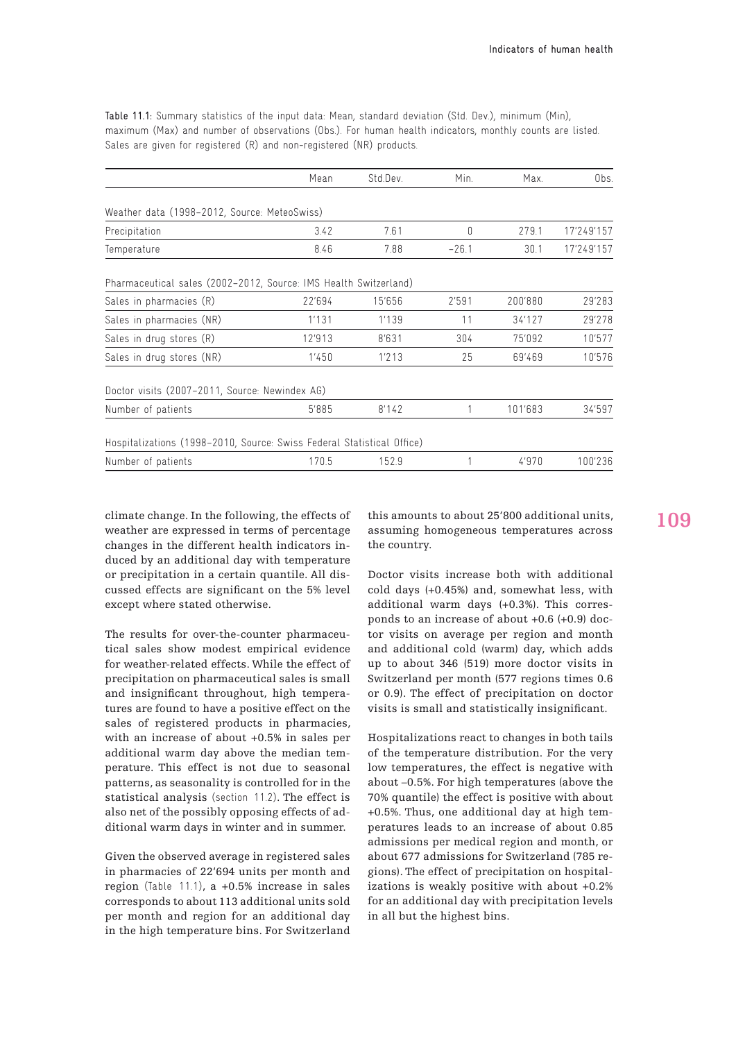Table 11.1: Summary statistics of the input data: Mean, standard deviation (Std. Dev.), minimum (Min), maximum (Max) and number of observations (Obs.). For human health indicators, monthly counts are listed. Sales are given for registered (R) and non-registered (NR) products.

| | Mean | Std.Dev. | Min. | Max. | Obs. |
|---|---|---|---|---|---|
| Weather data (1998–2012, Source: MeteoSwiss) | | | | | |
| Precipitation | 3.42 | 7.61 | 0 | 279.1 | 17'249'157 |
| Temperature | 8.46 | 7.88 | −26.1 | 30.1 | 17'249'157 |
| Pharmaceutical sales (2002–2012, Source: IMS Health Switzerland) | | | | | |
| Sales in pharmacies (R) | 22'694 | 15'656 | 2'591 | 200'880 | 29'283 |
| Sales in pharmacies (NR) | 1'131 | 1'139 | 11 | 34'127 | 29'278 |
| Sales in drug stores (R) | 12'913 | 8'631 | 304 | 75'092 | 10'577 |
| Sales in drug stores (NR) | 1'450 | 1'213 | 25 | 69'469 | 10'576 |
| Doctor visits (2007–2011, Source: Newindex AG) | | | | | |
| Number of patients | 5'885 | 8'142 | 1 | 101'683 | 34'597 |
| Hospitalizations (1998–2010, Source: Swiss Federal Statistical Office) | | | | | |
| Number of patients | 170.5 | 152.9 | 1 | 4'970 | 100'236 |

climate change. In the following, the effects of weather are expressed in terms of percentage changes in the different health indicators induced by an additional day with temperature or precipitation in a certain quantile. All discussed effects are significant on the 5% level except where stated otherwise.

The results for over-the-counter pharmaceutical sales show modest empirical evidence for weather-related effects. While the effect of precipitation on pharmaceutical sales is small and insignificant throughout, high temperatures are found to have a positive effect on the sales of registered products in pharmacies, with an increase of about +0.5% in sales per additional warm day above the median temperature. This effect is not due to seasonal patterns, as seasonality is controlled for in the statistical analysis (section 11.2). The effect is also net of the possibly opposing effects of additional warm days in winter and in summer.

Given the observed average in registered sales in pharmacies of 22'694 units per month and region (Table 11.1), a +0.5% increase in sales corresponds to about 113 additional units sold per month and region for an additional day in the high temperature bins. For Switzerland this amounts to about 25'800 additional units, assuming homogeneous temperatures across the country.

Doctor visits increase both with additional cold days (+0.45%) and, somewhat less, with additional warm days (+0.3%). This corresponds to an increase of about +0.6 (+0.9) doctor visits on average per region and month and additional cold (warm) day, which adds up to about 346 (519) more doctor visits in Switzerland per month (577 regions times 0.6 or 0.9). The effect of precipitation on doctor visits is small and statistically insignificant.

Hospitalizations react to changes in both tails of the temperature distribution. For the very low temperatures, the effect is negative with about –0.5%. For high temperatures (above the 70% quantile) the effect is positive with about +0.5%. Thus, one additional day at high temperatures leads to an increase of about 0.85 admissions per medical region and month, or about 677 admissions for Switzerland (785 regions). The effect of precipitation on hospitalizations is weakly positive with about +0.2% for an additional day with precipitation levels in all but the highest bins.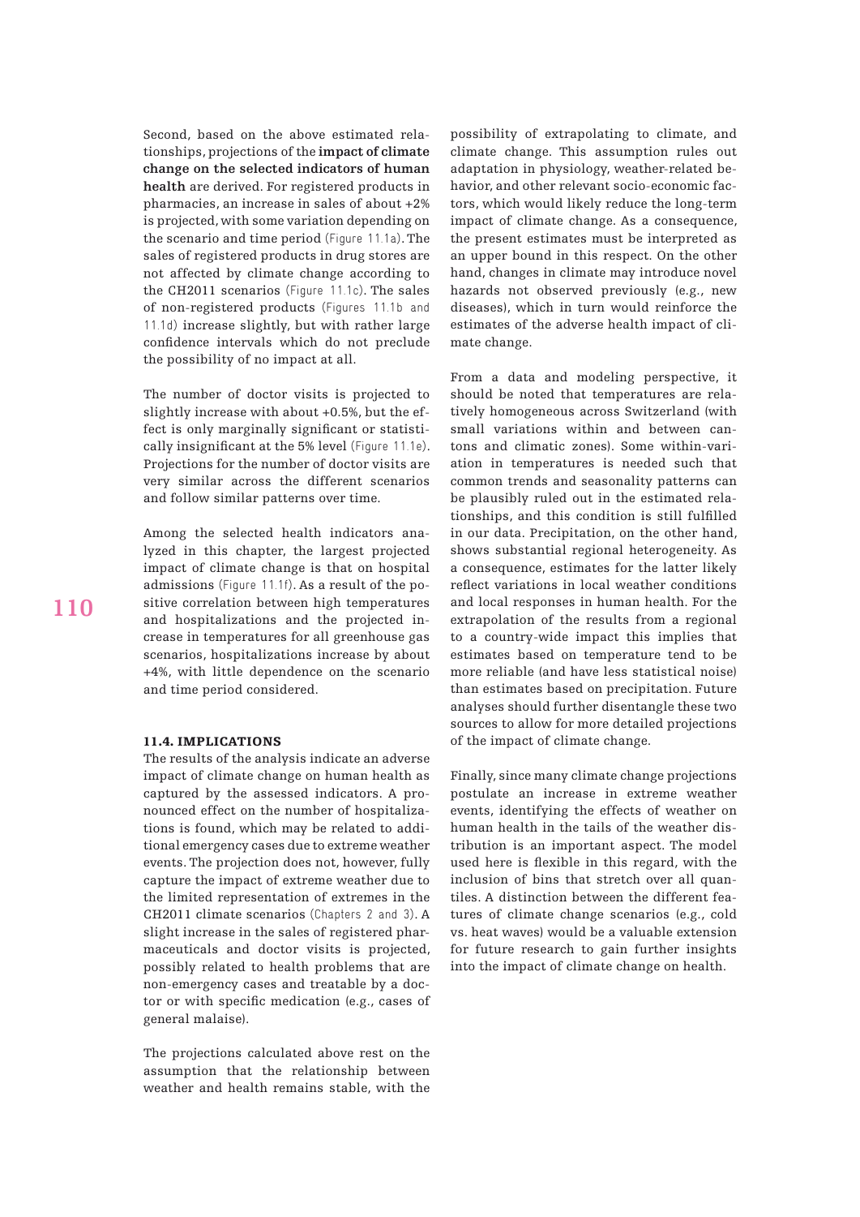Second, based on the above estimated relationships, projections of the **impact of climate change on the selected indicators of human health** are derived. For registered products in pharmacies, an increase in sales of about +2% is projected, with some variation depending on the scenario and time period (Figure 11.1a). The sales of registered products in drug stores are not affected by climate change according to the CH2011 scenarios (Figure 11.1c). The sales of non-registered products (Figures 11.1b and 11.1d) increase slightly, but with rather large confidence intervals which do not preclude the possibility of no impact at all.

The number of doctor visits is projected to slightly increase with about +0.5%, but the effect is only marginally significant or statistically insignificant at the 5% level (Figure 11.1e). Projections for the number of doctor visits are very similar across the different scenarios and follow similar patterns over time.

Among the selected health indicators analyzed in this chapter, the largest projected impact of climate change is that on hospital admissions (Figure 11.1f). As a result of the positive correlation between high temperatures and hospitalizations and the projected increase in temperatures for all greenhouse gas scenarios, hospitalizations increase by about +4%, with little dependence on the scenario and time period considered.

### 11.4. IMPLICATIONS

The results of the analysis indicate an adverse impact of climate change on human health as captured by the assessed indicators. A pronounced effect on the number of hospitalizations is found, which may be related to additional emergency cases due to extreme weather events. The projection does not, however, fully capture the impact of extreme weather due to the limited representation of extremes in the CH2011 climate scenarios (Chapters 2 and 3). A slight increase in the sales of registered pharmaceuticals and doctor visits is projected, possibly related to health problems that are non-emergency cases and treatable by a doctor or with specific medication (e.g., cases of general malaise).

The projections calculated above rest on the assumption that the relationship between weather and health remains stable, with the possibility of extrapolating to climate, and climate change. This assumption rules out adaptation in physiology, weather-related behavior, and other relevant socio-economic factors, which would likely reduce the long-term impact of climate change. As a consequence, the present estimates must be interpreted as an upper bound in this respect. On the other hand, changes in climate may introduce novel hazards not observed previously (e.g., new diseases), which in turn would reinforce the estimates of the adverse health impact of climate change.

From a data and modeling perspective, it should be noted that temperatures are relatively homogeneous across Switzerland (with small variations within and between cantons and climatic zones). Some within-variation in temperatures is needed such that common trends and seasonality patterns can be plausibly ruled out in the estimated relationships, and this condition is still fulfilled in our data. Precipitation, on the other hand, shows substantial regional heterogeneity. As a consequence, estimates for the latter likely reflect variations in local weather conditions and local responses in human health. For the extrapolation of the results from a regional to a country-wide impact this implies that estimates based on temperature tend to be more reliable (and have less statistical noise) than estimates based on precipitation. Future analyses should further disentangle these two sources to allow for more detailed projections of the impact of climate change.

Finally, since many climate change projections postulate an increase in extreme weather events, identifying the effects of weather on human health in the tails of the weather distribution is an important aspect. The model used here is flexible in this regard, with the inclusion of bins that stretch over all quantiles. A distinction between the different features of climate change scenarios (e.g., cold vs. heat waves) would be a valuable extension for future research to gain further insights into the impact of climate change on health.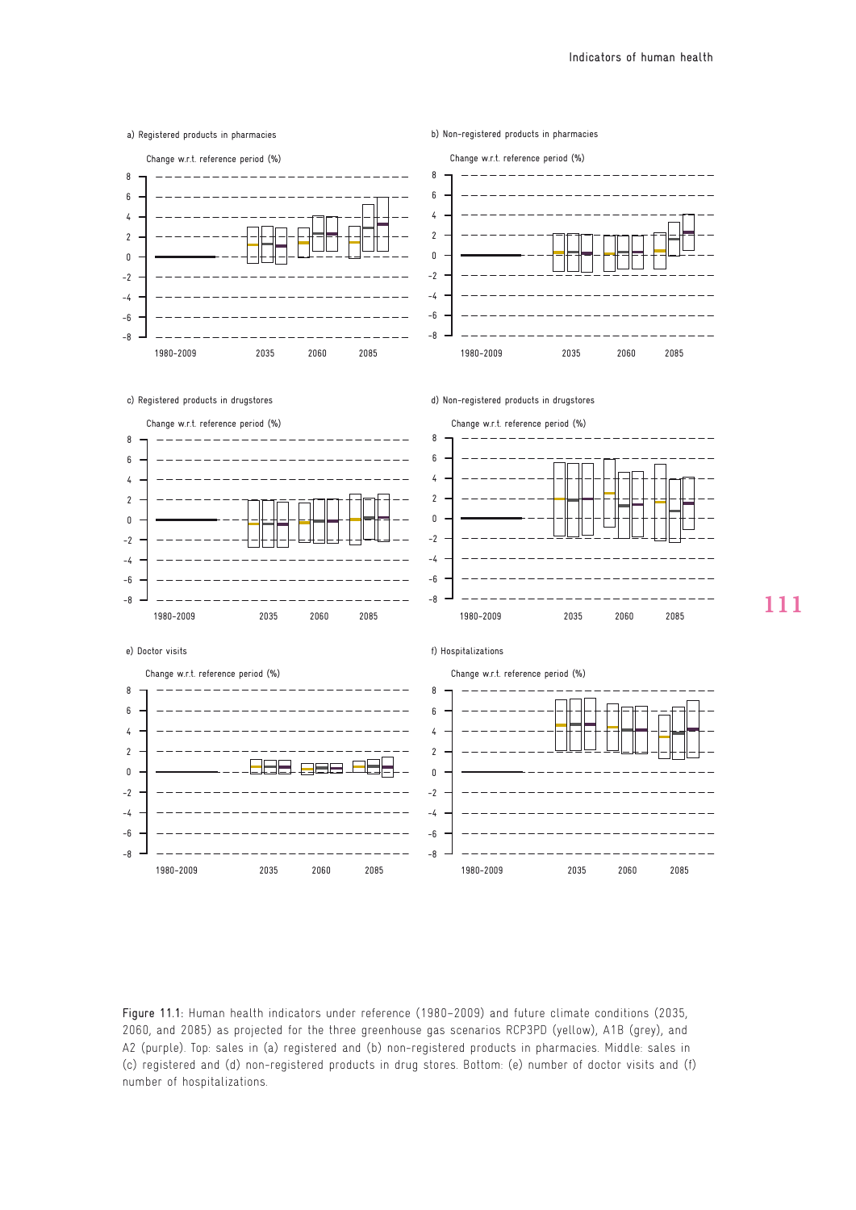a) Registered products in pharmacies

Change w.r.t. reference period (%)

8
6
4
2
0
-2
-4
-6
-8

1980-2009 2035 2060 2085

b) Non-registered products in pharmacies

Change w.r.t. reference period (%)

8
6
4
2
0
-2
-4
-6
-8

1980-2009 2035 2060 2085

c) Registered products in drugstores

Change w.r.t. reference period (%)

8
6
4
2
0
-2
-4
-6
-8

1980-2009 2035 2060 2085

d) Non-registered products in drugstores

Change w.r.t. reference period (%)

8
6
4
2
0
-2
-4
-6
-8

1980-2009 2035 2060 2085

e) Doctor visits

Change w.r.t. reference period (%)

8
6
4
2
0
-2
-4
-6
-8

1980-2009 2035 2060 2085

f) Hospitalizations

Change w.r.t. reference period (%)

8
6
4
2
0
-2
-4
-6
-8

1980-2009 2035 2060 2085

**Figure 11.1:** Human health indicators under reference (1980–2009) and future climate conditions (2035, 2060, and 2085) as projected for the three greenhouse gas scenarios RCP3PD (yellow), A1B (grey), and A2 (purple). Top: sales in (a) registered and (b) non-registered products in pharmacies. Middle: sales in (c) registered and (d) non-registered products in drug stores. Bottom: (e) number of doctor visits and (f) number of hospitalizations.